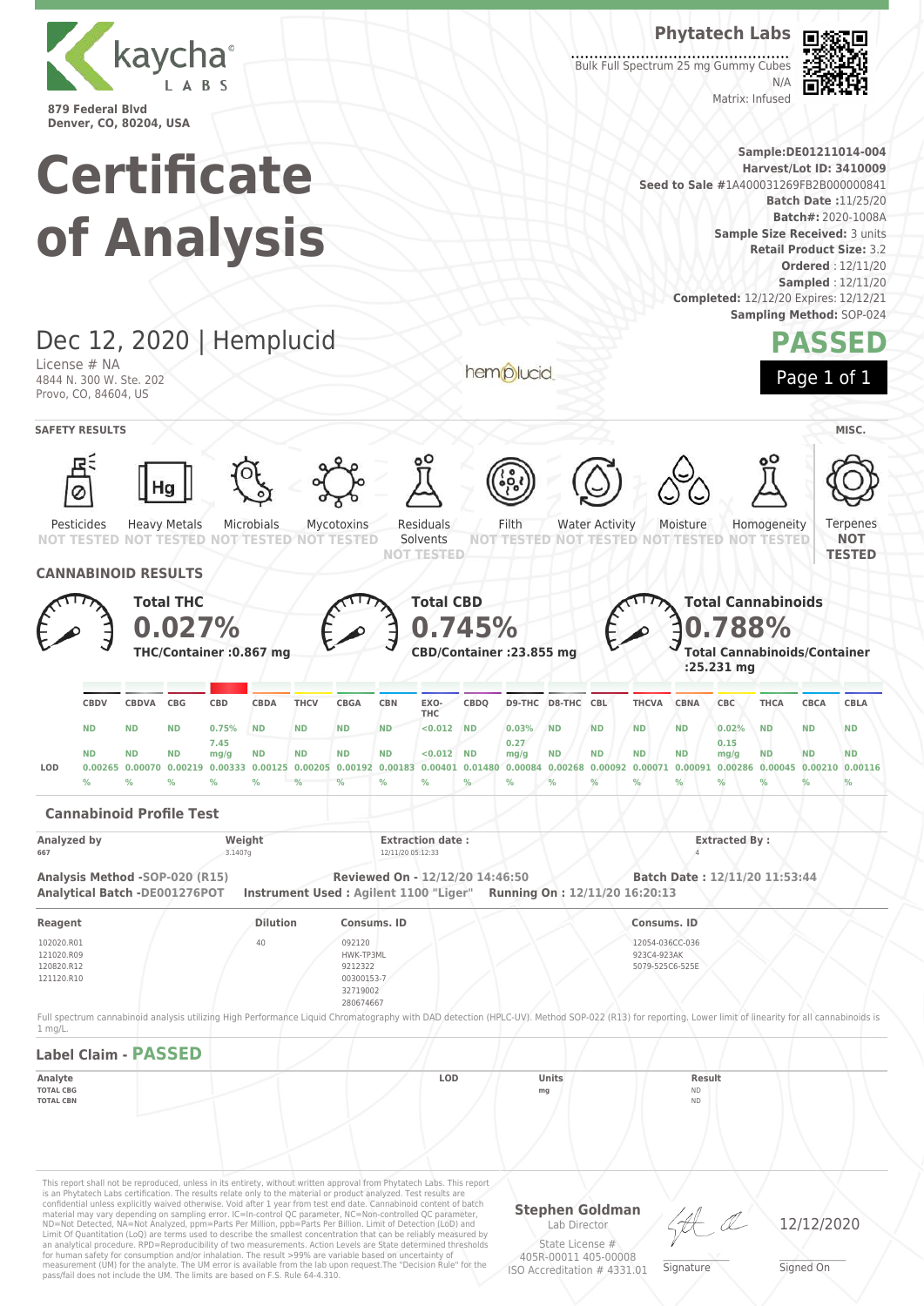kaycha LABS

879 Federal Blvd
Denver, CO, 80204, USA

**Phytatech Labs**

Bulk Full Spectrum 25 mg Gummy Cubes
N/A
Matrix: Infused

# Certificate of Analysis

**Sample:** DE01211014-004
**Harvest/Lot ID:** 3410009
**Seed to Sale** #1A400031269FB2B000000841
**Batch Date :** 11/25/20
**Batch#:** 2020-1008A
**Sample Size Received:** 3 units
**Retail Product Size:** 3.2
**Ordered** : 12/11/20
**Sampled** : 12/11/20
**Completed:** 12/12/20 Expires: 12/12/21
**Sampling Method:** SOP-024

## Dec 12, 2020 | Hemplucid

License # NA
4844 N. 300 W. Ste. 202
Provo, CO, 84604, US

hemplucid

**PASSED**

### SAFETY RESULTS

| Pesticides | Heavy Metals | Microbials | Mycotoxins | Residuals Solvents | Filth | Water Activity | Moisture | Homogeneity |
|---|---|---|---|---|---|---|---|---|
| NOT TESTED | NOT TESTED | NOT TESTED | NOT TESTED | NOT TESTED | NOT TESTED | NOT TESTED | NOT TESTED | NOT TESTED |

**MISC.**

Terpenes: **NOT TESTED**

### CANNABINOID RESULTS

**Total THC**
**0.027%**
**THC/Container :0.867 mg**

**Total CBD**
**0.745%**
**CBD/Container :23.855 mg**

**Total Cannabinoids**
**0.788%**
**Total Cannabinoids/Container :25.231 mg**

| | CBDV | CBDVA | CBG | CBD | CBDA | THCV | CBGA | CBN | EXO-THC | CBDQ | D9-THC | D8-THC | CBL | THCVA | CBNA | CBC | THCA | CBCA | CBLA |
|---|---|---|---|---|---|---|---|---|---|---|---|---|---|---|---|---|---|---|---|
| | ND | ND | ND | 0.75% | ND | ND | ND | ND | <0.012 | ND | 0.03% | ND | ND | ND | ND | 0.02% | ND | ND | ND |
| | ND | ND | ND | 7.45 mg/g | ND | ND | ND | ND | <0.012 | ND | 0.27 mg/g | ND | ND | ND | ND | 0.15 mg/g | ND | ND | ND |
| LOD | 0.00265 % | 0.00070 % | 0.00219 % | 0.00333 % | 0.00125 % | 0.00205 % | 0.00192 % | 0.00183 % | 0.00401 % | 0.01480 % | 0.00084 % | 0.00268 % | 0.00092 % | 0.00071 % | 0.00091 % | 0.00286 % | 0.00045 % | 0.00210 % | 0.00116 % |

### Cannabinoid Profile Test

| Analyzed by | Weight | Extraction date : | Extracted By : |
|---|---|---|---|
| 667 | 3.1407g | 12/11/20 05:12:33 | 4 |

**Analysis Method** -SOP-020 (R15) **Reviewed On** - 12/12/20 14:46:50 **Batch Date :** 12/11/20 11:53:44
**Analytical Batch** -DE001276POT **Instrument Used :** Agilent 1100 "Liger" **Running On :** 12/11/20 16:20:13

| Reagent | Dilution | Consums. ID | Consums. ID |
|---|---|---|---|
| 102020.R01<br>121020.R09<br>120820.R12<br>121120.R10 | 40 | 092120<br>HWK-TP3ML<br>9212322<br>00300153-7<br>32719002<br>280674667 | 12054-036CC-036<br>923C4-923AK<br>5079-525C6-525E |

Full spectrum cannabinoid analysis utilizing High Performance Liquid Chromatography with DAD detection (HPLC-UV). Method SOP-022 (R13) for reporting. Lower limit of linearity for all cannabinoids is 1 mg/L.

### Label Claim - PASSED

| Analyte | LOD | Units | Result |
|---|---|---|---|
| TOTAL CBG | | mg | ND |
| TOTAL CBN | | | ND |

This report shall not be reproduced, unless in its entirety, without written approval from Phytatech Labs. This report is an Phytatech Labs certification. The results relate only to the material or product analyzed. Test results are confidential unless explicitly waived otherwise. Void after 1 year from test end date. Cannabinoid content of batch material may vary depending on sampling error. IC=In-control QC parameter, NC=Non-controlled QC parameter, ND=Not Detected, NA=Not Analyzed, ppm=Parts Per Million, ppb=Parts Per Billion. Limit of Detection (LoD) and Limit Of Quantitation (LoQ) are terms used to describe the smallest concentration that can be reliably measured by an analytical procedure. RPD=Reproducibility of two measurements. Action Levels are State determined thresholds for human safety for consumption and/or inhalation. The result >99% are variable based on uncertainty of measurement (UM) for the analyte. The UM error is available from the lab upon request.The "Decision Rule" for the pass/fail does not include the UM. The limits are based on F.S. Rule 64-4.310.

**Stephen Goldman**
Lab Director

State License #
405R-00011 405-00008
ISO Accreditation # 4331.01

Signature

12/12/2020
Signed On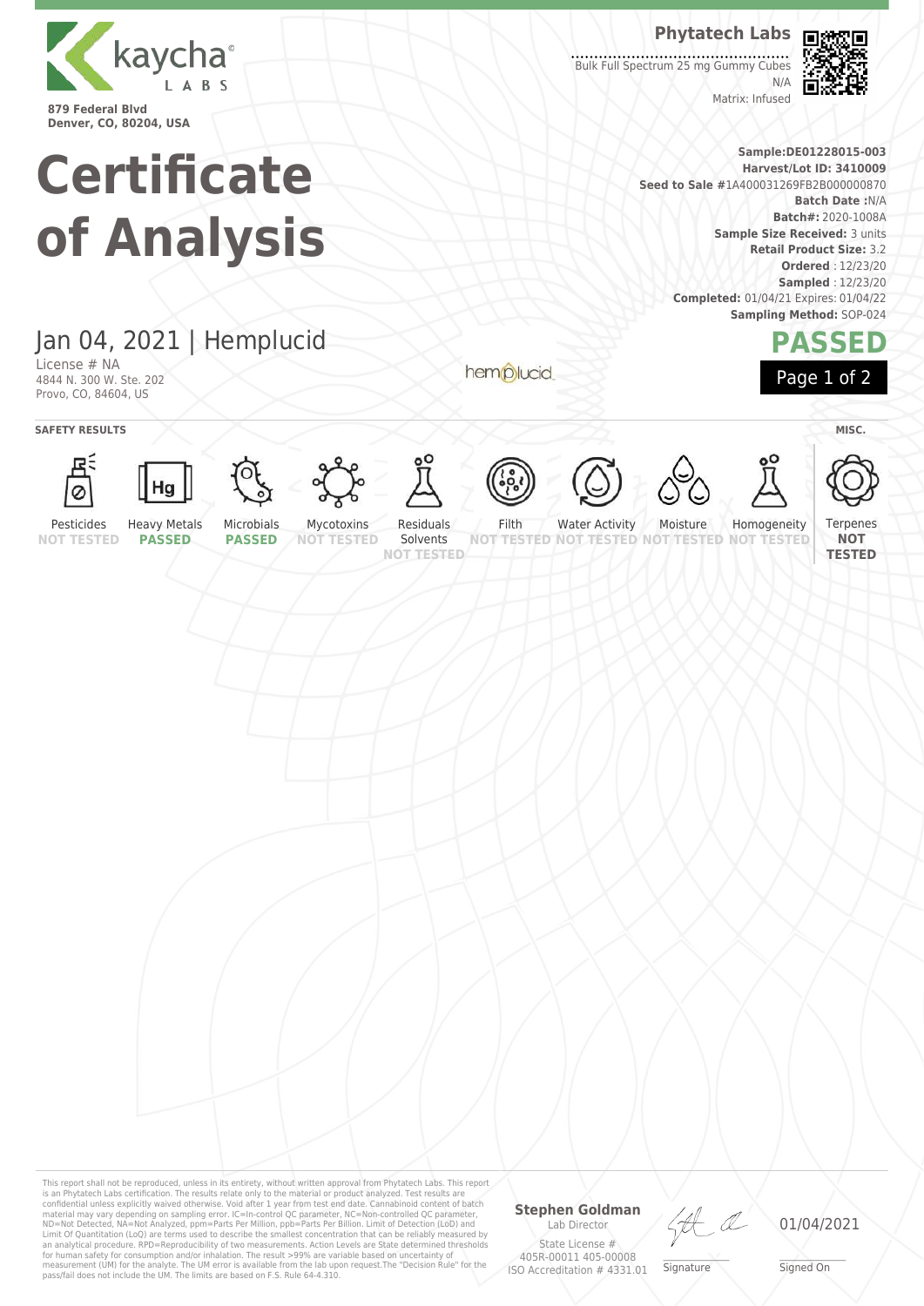kaycha LABS

879 Federal Blvd
Denver, CO, 80204, USA

**Phytatech Labs**

Bulk Full Spectrum 25 mg Gummy Cubes
N/A
Matrix: Infused

# Certificate of Analysis

**Sample:** DE01228015-003
**Harvest/Lot ID:** 3410009
**Seed to Sale** #1A400031269FB2B000000870
**Batch Date** :N/A
**Batch#:** 2020-1008A
**Sample Size Received:** 3 units
**Retail Product Size:** 3.2
**Ordered** : 12/23/20
**Sampled** : 12/23/20
**Completed:** 01/04/21 Expires: 01/04/22
**Sampling Method:** SOP-024

## Jan 04, 2021 | Hemplucid

License # NA
4844 N. 300 W. Ste. 202
Provo, CO, 84604, US

hemplucid

**PASSED**

**SAFETY RESULTS**

| Pesticides | Heavy Metals | Microbials | Mycotoxins | Residuals Solvents | Filth | Water Activity | Moisture | Homogeneity |
|---|---|---|---|---|---|---|---|---|
| NOT TESTED | PASSED | PASSED | NOT TESTED | NOT TESTED | NOT TESTED | NOT TESTED | NOT TESTED | NOT TESTED |

**MISC.**

| Terpenes |
|---|
| NOT TESTED |

This report shall not be reproduced, unless in its entirety, without written approval from Phytatech Labs. This report is an Phytatech Labs certification. The results relate only to the material or product analyzed. Test results are confidential unless explicitly waived otherwise. Void after 1 year from test end date. Cannabinoid content of batch material may vary depending on sampling error. IC=In-control QC parameter, NC=Non-controlled QC parameter, ND=Not Detected, NA=Not Analyzed, ppm=Parts Per Million, ppb=Parts Per Billion. Limit of Detection (LoD) and Limit Of Quantitation (LoQ) are terms used to describe the smallest concentration that can be reliably measured by an analytical procedure. RPD=Reproducibility of two measurements. Action Levels are State determined thresholds for human safety for consumption and/or inhalation. The result >99% are variable based on uncertainty of measurement (UM) for the analyte. The UM error is available from the lab upon request.The "Decision Rule" for the pass/fail does not include the UM. The limits are based on F.S. Rule 64-4.310.

**Stephen Goldman**
Lab Director
State License #
405R-00011 405-00008
ISO Accreditation # 4331.01

Signature

01/04/2021
Signed On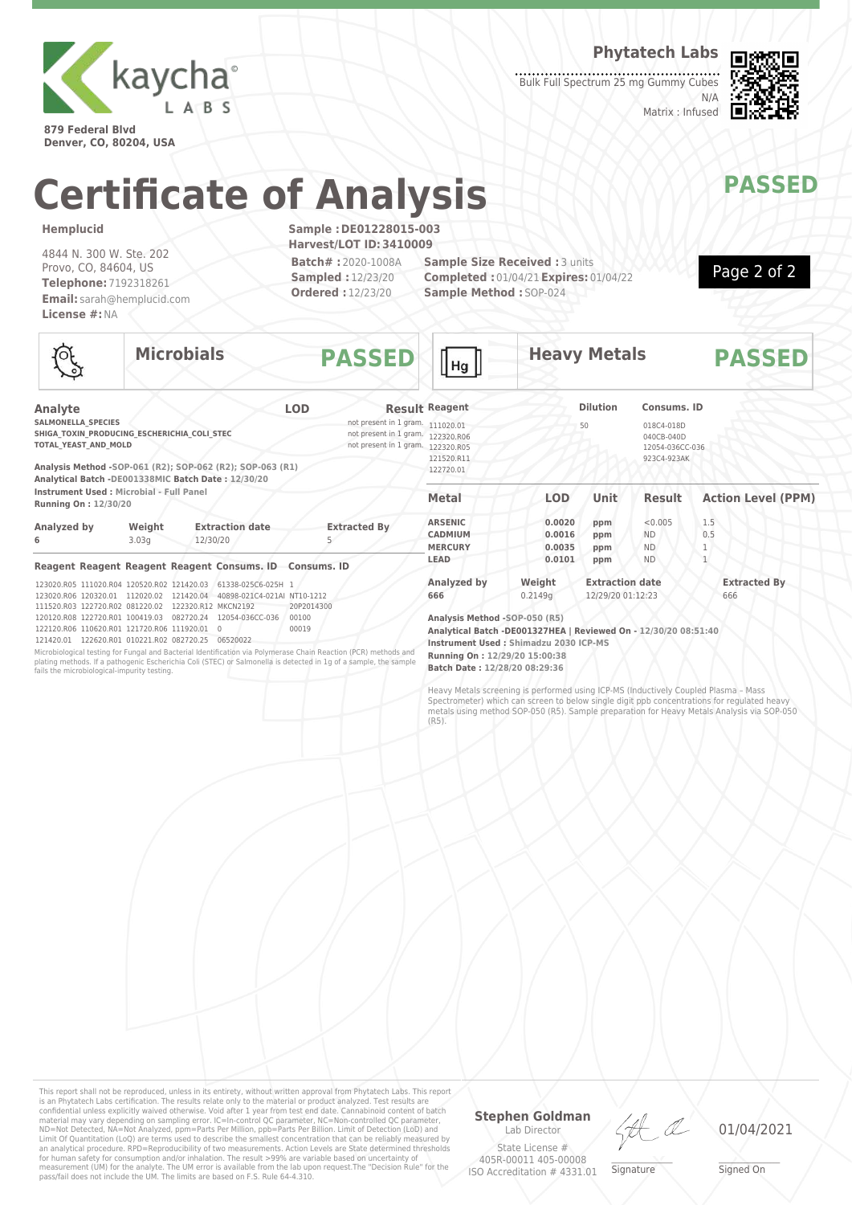kaycha LABS

879 Federal Blvd
Denver, CO, 80204, USA

**Phytatech Labs**

Bulk Full Spectrum 25 mg Gummy Cubes
N/A
Matrix : Infused

# Certificate of Analysis

**PASSED**

**Hemplucid**

4844 N. 300 W. Ste. 202
Provo, CO, 84604, US
**Telephone:** 7192318261
**Email:** sarah@hemplucid.com
**License #:** NA

**Sample : DE01228015-003**
**Harvest/LOT ID: 3410009**
**Batch# :** 2020-1008A
**Sampled :** 12/23/20
**Ordered :** 12/23/20

**Sample Size Received :** 3 units
**Completed :** 01/04/21 **Expires:** 01/04/22
**Sample Method :** SOP-024

Page 2 of 2

## Microbials — PASSED

| Analyte | LOD | Result |
|---|---|---|
| SALMONELLA_SPECIES | | not present in 1 gram. |
| SHIGA_TOXIN_PRODUCING_ESCHERICHIA_COLI_STEC | | not present in 1 gram. |
| TOTAL_YEAST_AND_MOLD | | not present in 1 gram. |

**Analysis Method -SOP-061 (R2); SOP-062 (R2); SOP-063 (R1)**
**Analytical Batch -DE001338MIC Batch Date : 12/30/20**
**Instrument Used : Microbial - Full Panel**
**Running On : 12/30/20**

| Analyzed by | Weight | Extraction date | Extracted By |
|---|---|---|---|
| 6 | 3.03g | 12/30/20 | 5 |

| Reagent | Reagent | Reagent | Reagent | Consums. ID | Consums. ID |
|---|---|---|---|---|---|
| 123020.R05 | 111020.R04 | 120520.R02 | 121420.03 | 61338-025C6-025H | 1 |
| 123020.R06 | 120320.01 | 112020.02 | 121420.04 | 40898-021C4-021AI | NT10-1212 |
| 111520.R03 | 122720.R02 | 081220.02 | 122320.R12 | MKCN2192 | 20P2014300 |
| 120120.R08 | 122720.R01 | 100419.03 | 082720.24 | 12054-036CC-036 | 00100 |
| 122120.R06 | 110620.R01 | 121720.R06 | 111920.01 | 0 | 00019 |
| 121420.01 | 122620.R01 | 010221.R02 | 082720.25 | 06520022 | |

Microbiological testing for Fungal and Bacterial Identification via Polymerase Chain Reaction (PCR) methods and plating methods. If a pathogenic Escherichia Coli (STEC) or Salmonella is detected in 1g of a sample, the sample fails the microbiological-impurity testing.

## Heavy Metals — PASSED

| Reagent | Dilution | Consums. ID |
|---|---|---|
| 111020.01 | 50 | 018C4-018D |
| 122320.R06 | | 040CB-040D |
| 122320.R05 | | 12054-036CC-036 |
| 121520.R11 | | 923C4-923AK |
| 122720.01 | | |

| Metal | LOD | Unit | Result | Action Level (PPM) |
|---|---|---|---|---|
| ARSENIC | 0.0020 | ppm | <0.005 | 1.5 |
| CADMIUM | 0.0016 | ppm | ND | 0.5 |
| MERCURY | 0.0035 | ppm | ND | 1 |
| LEAD | 0.0101 | ppm | ND | 1 |

| Analyzed by | Weight | Extraction date | Extracted By |
|---|---|---|---|
| 666 | 0.2149g | 12/29/20 01:12:23 | 666 |

**Analysis Method -SOP-050 (R5)**
**Analytical Batch -DE001327HEA | Reviewed On - 12/30/20 08:51:40**
**Instrument Used : Shimadzu 2030 ICP-MS**
**Running On : 12/29/20 15:00:38**
**Batch Date : 12/28/20 08:29:36**

Heavy Metals screening is performed using ICP-MS (Inductively Coupled Plasma - Mass Spectrometer) which can screen to below single digit ppb concentrations for regulated heavy metals using method SOP-050 (R5). Sample preparation for Heavy Metals Analysis via SOP-050 (R5).

This report shall not be reproduced, unless in its entirety, without written approval from Phytatech Labs. This report is an Phytatech Labs certification. The results relate only to the material or product analyzed. Test results are confidential unless explicitly waived otherwise. Void after 1 year from test end date. Cannabinoid content of batch material may vary depending on sampling error. IC=In-control QC parameter, NC=Non-controlled QC parameter, ND=Not Detected, NA=Not Analyzed, ppm=Parts Per Million, ppb=Parts Per Billion. Limit of Detection (LoD) and Limit Of Quantitation (LoQ) are terms used to describe the smallest concentration that can be reliably measured by an analytical procedure. RPD=Reproducibility of two measurements. Action Levels are State determined thresholds for human safety for consumption and/or inhalation. The result >99% are variable based on uncertainty of measurement (UM) for the analyte. The UM error is available from the lab upon request.The "Decision Rule" for the pass/fail does not include the UM. The limits are based on F.S. Rule 64-4.310.

**Stephen Goldman**
Lab Director
State License #
405R-00011 405-00008
ISO Accreditation # 4331.01

Signature

01/04/2021
Signed On